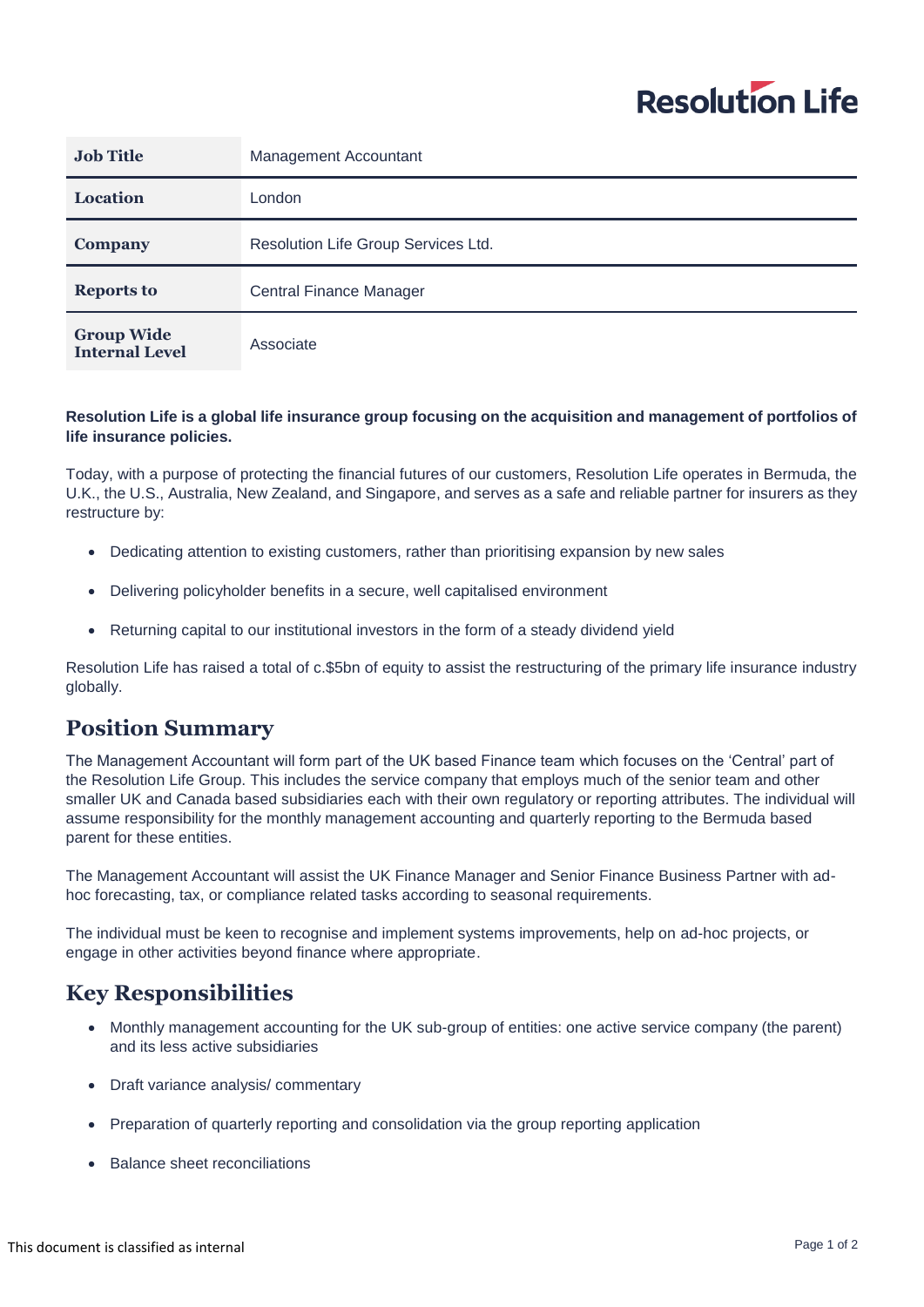| | |
|---|---|
| **Job Title** | Management Accountant |
| **Location** | London |
| **Company** | Resolution Life Group Services Ltd. |
| **Reports to** | Central Finance Manager |
| **Group Wide Internal Level** | Associate |

**Resolution Life is a global life insurance group focusing on the acquisition and management of portfolios of life insurance policies.**

Today, with a purpose of protecting the financial futures of our customers, Resolution Life operates in Bermuda, the U.K., the U.S., Australia, New Zealand, and Singapore, and serves as a safe and reliable partner for insurers as they restructure by:

- Dedicating attention to existing customers, rather than prioritising expansion by new sales
- Delivering policyholder benefits in a secure, well capitalised environment
- Returning capital to our institutional investors in the form of a steady dividend yield

Resolution Life has raised a total of c.$5bn of equity to assist the restructuring of the primary life insurance industry globally.

## Position Summary

The Management Accountant will form part of the UK based Finance team which focuses on the 'Central' part of the Resolution Life Group. This includes the service company that employs much of the senior team and other smaller UK and Canada based subsidiaries each with their own regulatory or reporting attributes. The individual will assume responsibility for the monthly management accounting and quarterly reporting to the Bermuda based parent for these entities.

The Management Accountant will assist the UK Finance Manager and Senior Finance Business Partner with ad-hoc forecasting, tax, or compliance related tasks according to seasonal requirements.

The individual must be keen to recognise and implement systems improvements, help on ad-hoc projects, or engage in other activities beyond finance where appropriate.

## Key Responsibilities

- Monthly management accounting for the UK sub-group of entities: one active service company (the parent) and its less active subsidiaries
- Draft variance analysis/ commentary
- Preparation of quarterly reporting and consolidation via the group reporting application
- Balance sheet reconciliations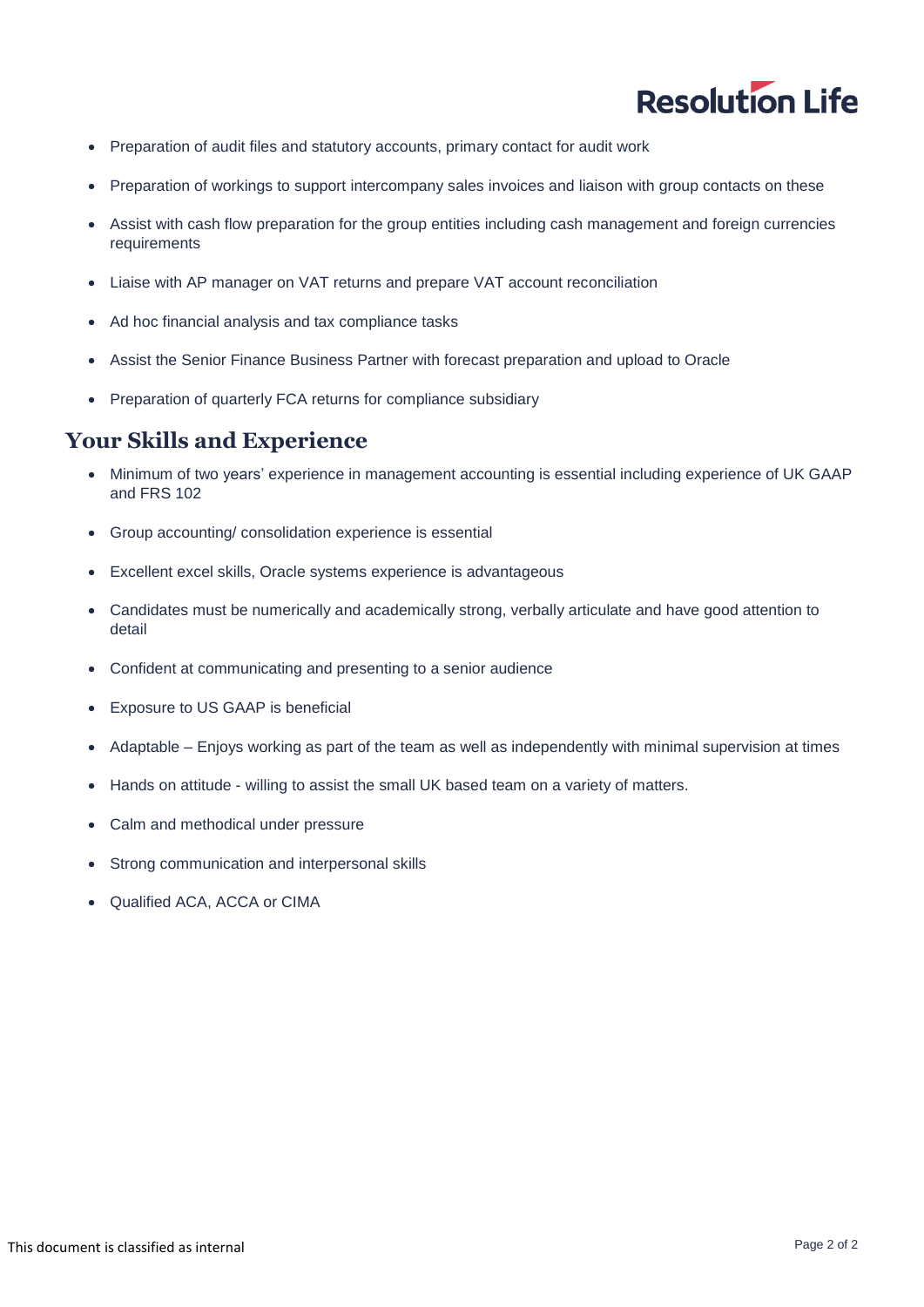- Preparation of audit files and statutory accounts, primary contact for audit work
- Preparation of workings to support intercompany sales invoices and liaison with group contacts on these
- Assist with cash flow preparation for the group entities including cash management and foreign currencies requirements
- Liaise with AP manager on VAT returns and prepare VAT account reconciliation
- Ad hoc financial analysis and tax compliance tasks
- Assist the Senior Finance Business Partner with forecast preparation and upload to Oracle
- Preparation of quarterly FCA returns for compliance subsidiary

## Your Skills and Experience

- Minimum of two years' experience in management accounting is essential including experience of UK GAAP and FRS 102
- Group accounting/ consolidation experience is essential
- Excellent excel skills, Oracle systems experience is advantageous
- Candidates must be numerically and academically strong, verbally articulate and have good attention to detail
- Confident at communicating and presenting to a senior audience
- Exposure to US GAAP is beneficial
- Adaptable – Enjoys working as part of the team as well as independently with minimal supervision at times
- Hands on attitude - willing to assist the small UK based team on a variety of matters.
- Calm and methodical under pressure
- Strong communication and interpersonal skills
- Qualified ACA, ACCA or CIMA